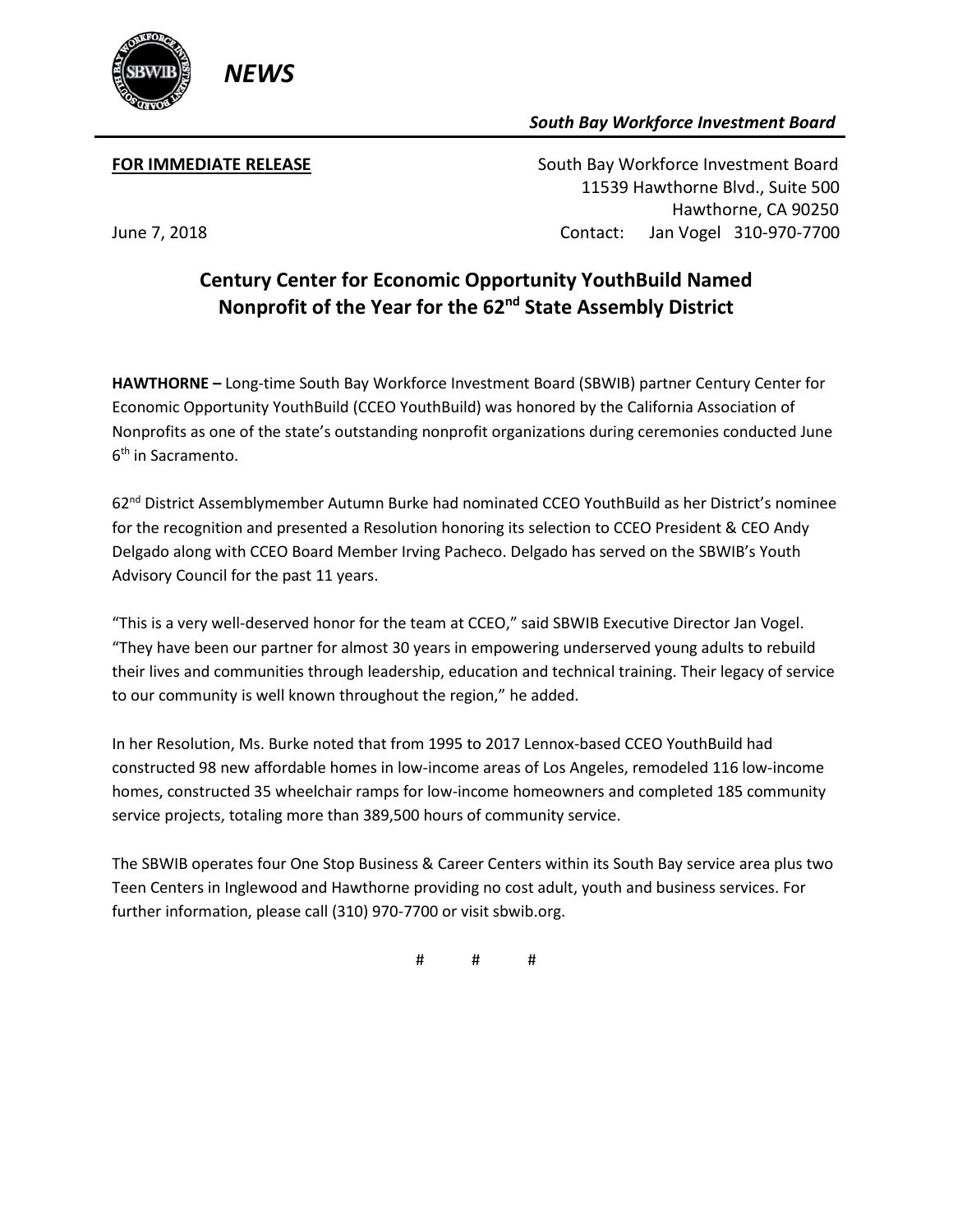*NEWS*

***South Bay Workforce Investment Board***

**FOR IMMEDIATE RELEASE**

South Bay Workforce Investment Board
11539 Hawthorne Blvd., Suite 500
Hawthorne, CA 90250
Contact: Jan Vogel 310-970-7700

June 7, 2018

## Century Center for Economic Opportunity YouthBuild Named Nonprofit of the Year for the 62nd State Assembly District

**HAWTHORNE –** Long-time South Bay Workforce Investment Board (SBWIB) partner Century Center for Economic Opportunity YouthBuild (CCEO YouthBuild) was honored by the California Association of Nonprofits as one of the state's outstanding nonprofit organizations during ceremonies conducted June 6th in Sacramento.

62nd District Assemblymember Autumn Burke had nominated CCEO YouthBuild as her District's nominee for the recognition and presented a Resolution honoring its selection to CCEO President & CEO Andy Delgado along with CCEO Board Member Irving Pacheco. Delgado has served on the SBWIB's Youth Advisory Council for the past 11 years.

"This is a very well-deserved honor for the team at CCEO," said SBWIB Executive Director Jan Vogel. "They have been our partner for almost 30 years in empowering underserved young adults to rebuild their lives and communities through leadership, education and technical training. Their legacy of service to our community is well known throughout the region," he added.

In her Resolution, Ms. Burke noted that from 1995 to 2017 Lennox-based CCEO YouthBuild had constructed 98 new affordable homes in low-income areas of Los Angeles, remodeled 116 low-income homes, constructed 35 wheelchair ramps for low-income homeowners and completed 185 community service projects, totaling more than 389,500 hours of community service.

The SBWIB operates four One Stop Business & Career Centers within its South Bay service area plus two Teen Centers in Inglewood and Hawthorne providing no cost adult, youth and business services. For further information, please call (310) 970-7700 or visit sbwib.org.

# # #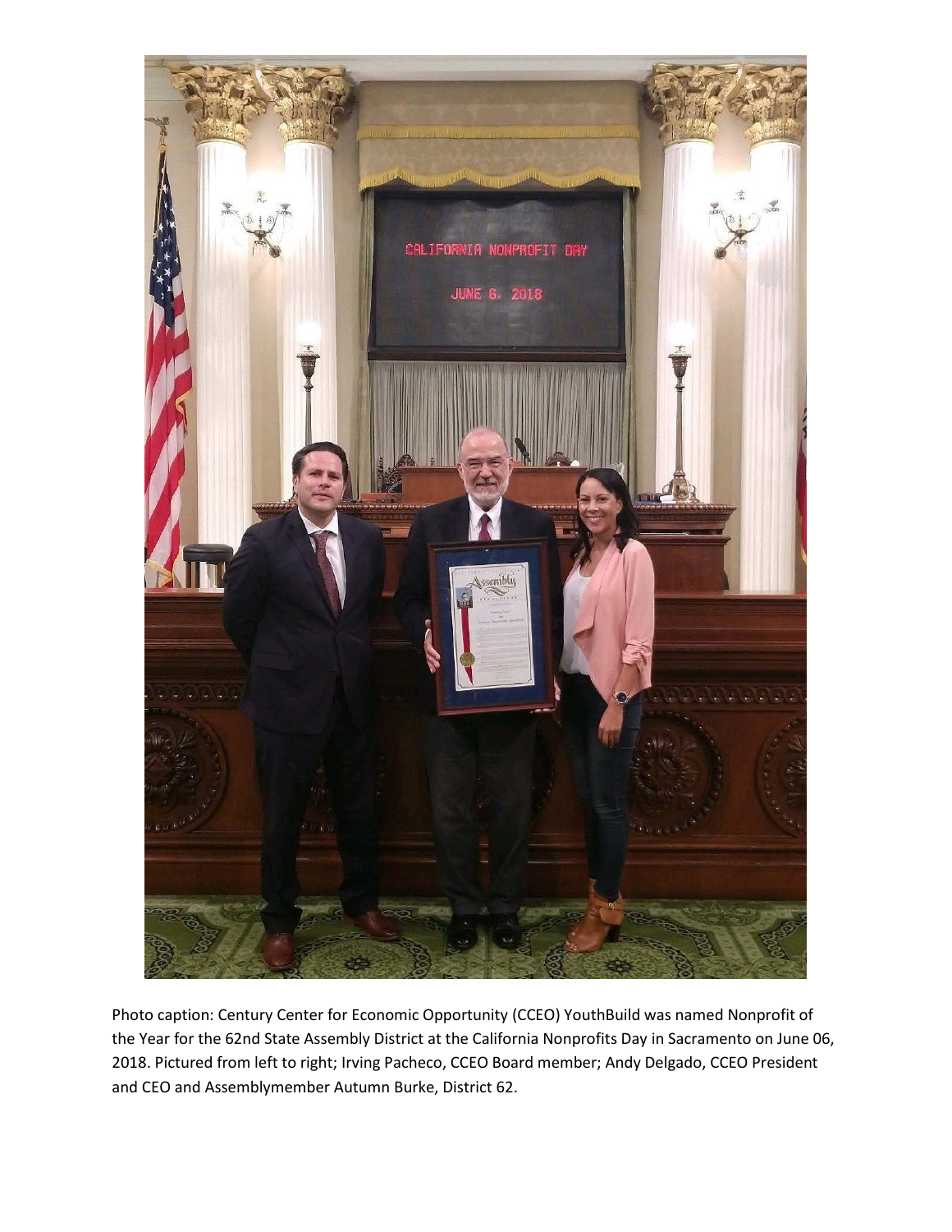Photo caption: Century Center for Economic Opportunity (CCEO) YouthBuild was named Nonprofit of the Year for the 62nd State Assembly District at the California Nonprofits Day in Sacramento on June 06, 2018. Pictured from left to right; Irving Pacheco, CCEO Board member; Andy Delgado, CCEO President and CEO and Assemblymember Autumn Burke, District 62.